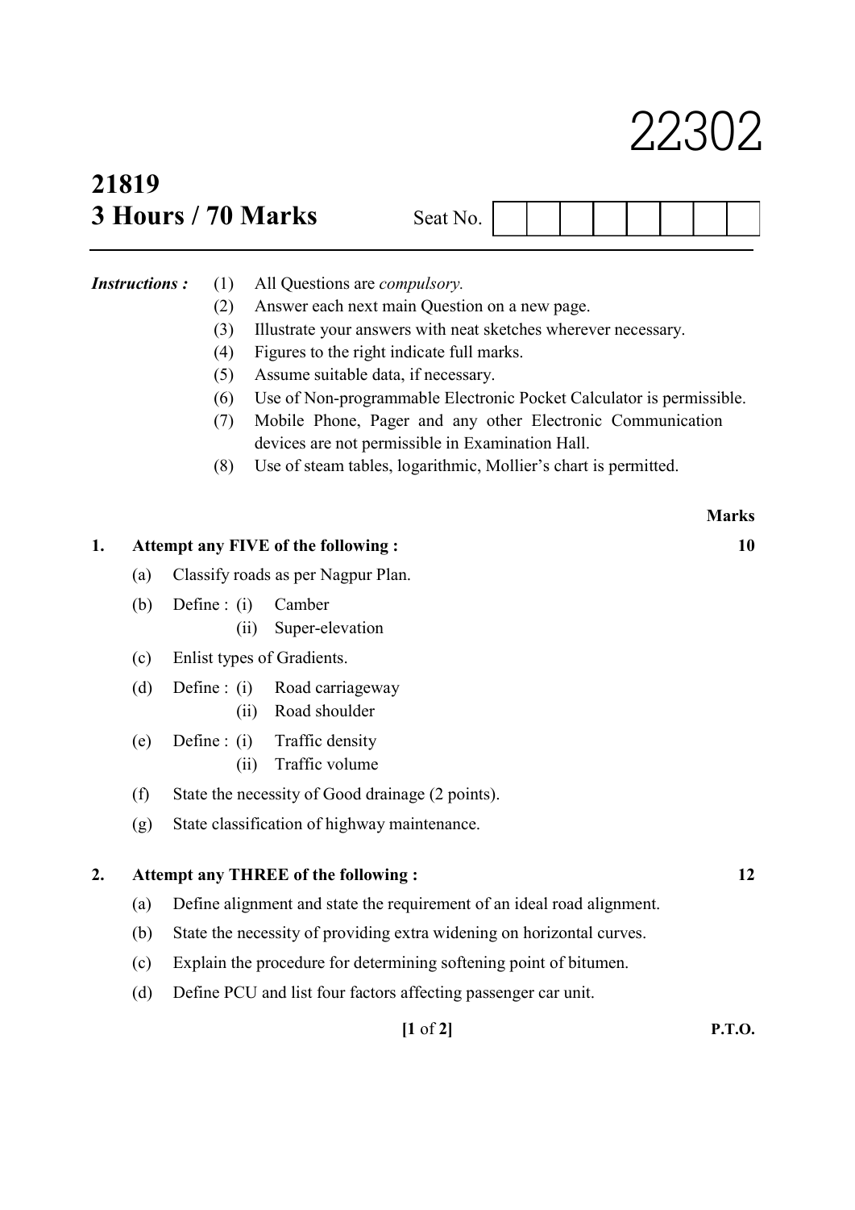22302

**21819**

**3 Hours / 70 Marks** Seat No. | | | | | | | | |

***Instructions :***

1. All Questions are *compulsory.*
2. Answer each next main Question on a new page.
3. Illustrate your answers with neat sketches wherever necessary.
4. Figures to the right indicate full marks.
5. Assume suitable data, if necessary.
6. Use of Non-programmable Electronic Pocket Calculator is permissible.
7. Mobile Phone, Pager and any other Electronic Communication devices are not permissible in Examination Hall.
8. Use of steam tables, logarithmic, Mollier's chart is permitted.

**Marks**

**1. Attempt any FIVE of the following : 10**

(a) Classify roads as per Nagpur Plan.

(b) Define : (i) Camber
(ii) Super-elevation

(c) Enlist types of Gradients.

(d) Define : (i) Road carriageway
(ii) Road shoulder

(e) Define : (i) Traffic density
(ii) Traffic volume

(f) State the necessity of Good drainage (2 points).

(g) State classification of highway maintenance.

**2. Attempt any THREE of the following : 12**

(a) Define alignment and state the requirement of an ideal road alignment.

(b) State the necessity of providing extra widening on horizontal curves.

(c) Explain the procedure for determining softening point of bitumen.

(d) Define PCU and list four factors affecting passenger car unit.

**P.T.O.**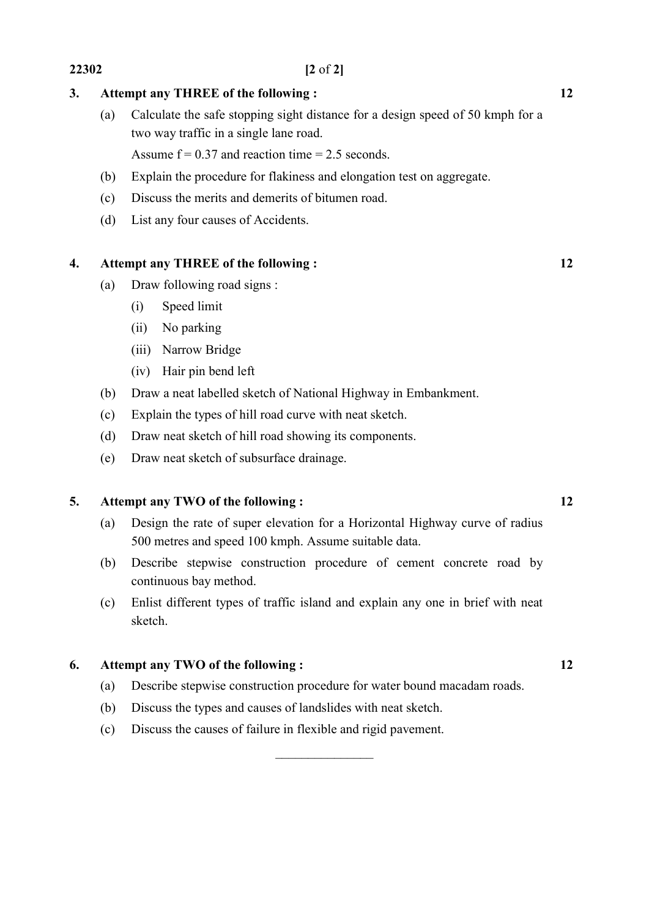## 3. Attempt any THREE of the following : **12**

(a) Calculate the safe stopping sight distance for a design speed of 50 kmph for a two way traffic in a single lane road.

Assume f = 0.37 and reaction time = 2.5 seconds.

(b) Explain the procedure for flakiness and elongation test on aggregate.

(c) Discuss the merits and demerits of bitumen road.

(d) List any four causes of Accidents.

## 4. Attempt any THREE of the following : **12**

(a) Draw following road signs :

- (i) Speed limit
- (ii) No parking
- (iii) Narrow Bridge
- (iv) Hair pin bend left

(b) Draw a neat labelled sketch of National Highway in Embankment.

(c) Explain the types of hill road curve with neat sketch.

(d) Draw neat sketch of hill road showing its components.

(e) Draw neat sketch of subsurface drainage.

## 5. Attempt any TWO of the following : **12**

(a) Design the rate of super elevation for a Horizontal Highway curve of radius 500 metres and speed 100 kmph. Assume suitable data.

(b) Describe stepwise construction procedure of cement concrete road by continuous bay method.

(c) Enlist different types of traffic island and explain any one in brief with neat sketch.

## 6. Attempt any TWO of the following : **12**

(a) Describe stepwise construction procedure for water bound macadam roads.

(b) Discuss the types and causes of landslides with neat sketch.

(c) Discuss the causes of failure in flexible and rigid pavement.

---